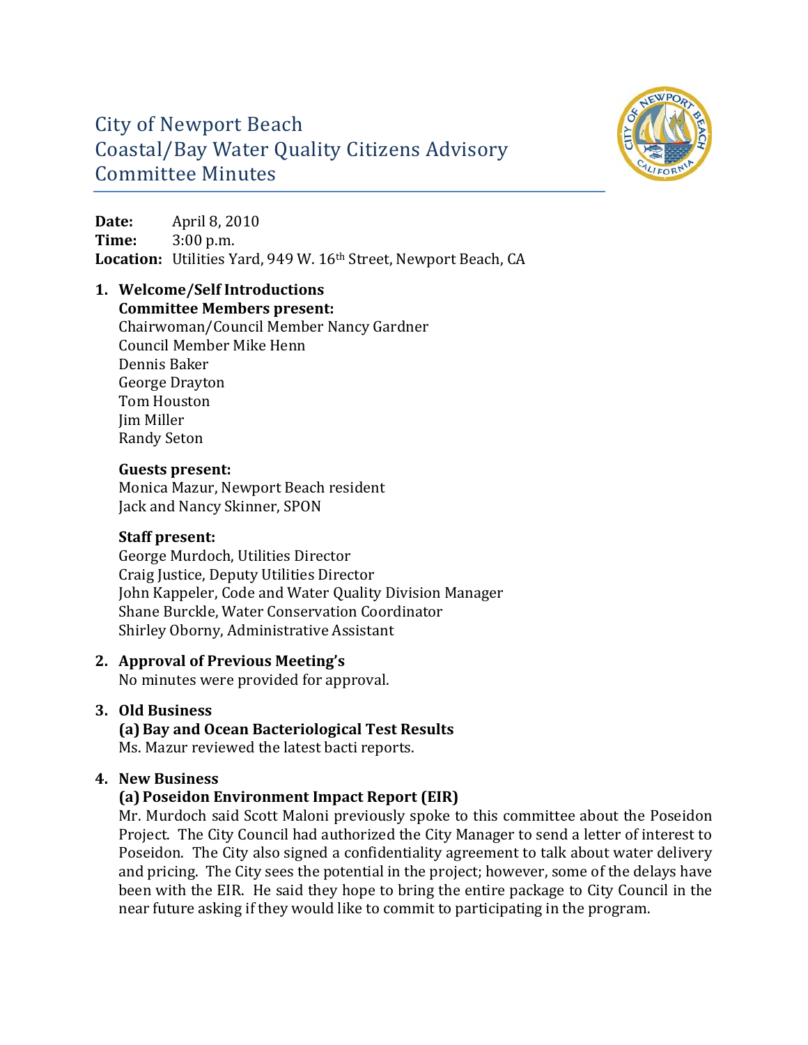# City of Newport Beach
# Coastal/Bay Water Quality Citizens Advisory Committee Minutes

**Date:** April 8, 2010
**Time:** 3:00 p.m.
**Location:** Utilities Yard, 949 W. 16th Street, Newport Beach, CA

1. **Welcome/Self Introductions**

   **Committee Members present:**
   Chairwoman/Council Member Nancy Gardner
   Council Member Mike Henn
   Dennis Baker
   George Drayton
   Tom Houston
   Jim Miller
   Randy Seton

   **Guests present:**
   Monica Mazur, Newport Beach resident
   Jack and Nancy Skinner, SPON

   **Staff present:**
   George Murdoch, Utilities Director
   Craig Justice, Deputy Utilities Director
   John Kappeler, Code and Water Quality Division Manager
   Shane Burckle, Water Conservation Coordinator
   Shirley Oborny, Administrative Assistant

2. **Approval of Previous Meeting's**
   No minutes were provided for approval.

3. **Old Business**

   **(a) Bay and Ocean Bacteriological Test Results**
   Ms. Mazur reviewed the latest bacti reports.

4. **New Business**

   **(a) Poseidon Environment Impact Report (EIR)**
   Mr. Murdoch said Scott Maloni previously spoke to this committee about the Poseidon Project. The City Council had authorized the City Manager to send a letter of interest to Poseidon. The City also signed a confidentiality agreement to talk about water delivery and pricing. The City sees the potential in the project; however, some of the delays have been with the EIR. He said they hope to bring the entire package to City Council in the near future asking if they would like to commit to participating in the program.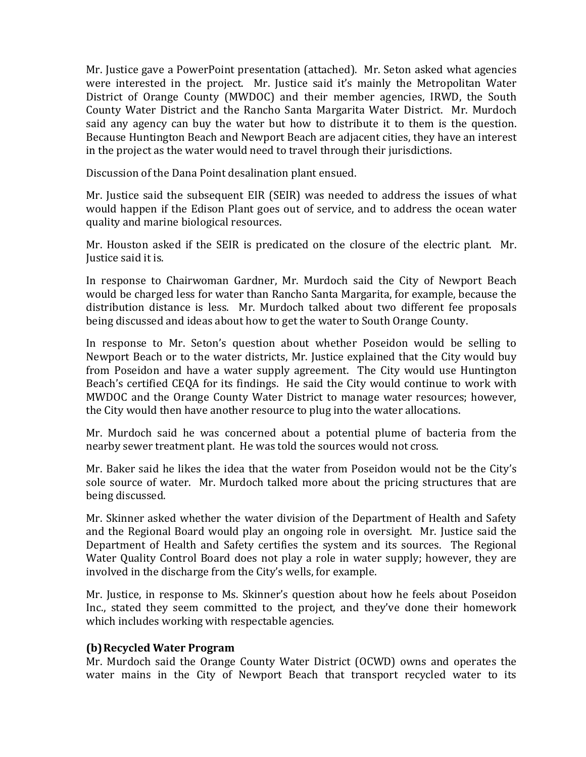Mr. Justice gave a PowerPoint presentation (attached). Mr. Seton asked what agencies were interested in the project. Mr. Justice said it's mainly the Metropolitan Water District of Orange County (MWDOC) and their member agencies, IRWD, the South County Water District and the Rancho Santa Margarita Water District. Mr. Murdoch said any agency can buy the water but how to distribute it to them is the question. Because Huntington Beach and Newport Beach are adjacent cities, they have an interest in the project as the water would need to travel through their jurisdictions.

Discussion of the Dana Point desalination plant ensued.

Mr. Justice said the subsequent EIR (SEIR) was needed to address the issues of what would happen if the Edison Plant goes out of service, and to address the ocean water quality and marine biological resources.

Mr. Houston asked if the SEIR is predicated on the closure of the electric plant. Mr. Justice said it is.

In response to Chairwoman Gardner, Mr. Murdoch said the City of Newport Beach would be charged less for water than Rancho Santa Margarita, for example, because the distribution distance is less. Mr. Murdoch talked about two different fee proposals being discussed and ideas about how to get the water to South Orange County.

In response to Mr. Seton's question about whether Poseidon would be selling to Newport Beach or to the water districts, Mr. Justice explained that the City would buy from Poseidon and have a water supply agreement. The City would use Huntington Beach's certified CEQA for its findings. He said the City would continue to work with MWDOC and the Orange County Water District to manage water resources; however, the City would then have another resource to plug into the water allocations.

Mr. Murdoch said he was concerned about a potential plume of bacteria from the nearby sewer treatment plant. He was told the sources would not cross.

Mr. Baker said he likes the idea that the water from Poseidon would not be the City's sole source of water. Mr. Murdoch talked more about the pricing structures that are being discussed.

Mr. Skinner asked whether the water division of the Department of Health and Safety and the Regional Board would play an ongoing role in oversight. Mr. Justice said the Department of Health and Safety certifies the system and its sources. The Regional Water Quality Control Board does not play a role in water supply; however, they are involved in the discharge from the City's wells, for example.

Mr. Justice, in response to Ms. Skinner's question about how he feels about Poseidon Inc., stated they seem committed to the project, and they've done their homework which includes working with respectable agencies.

**(b) Recycled Water Program**

Mr. Murdoch said the Orange County Water District (OCWD) owns and operates the water mains in the City of Newport Beach that transport recycled water to its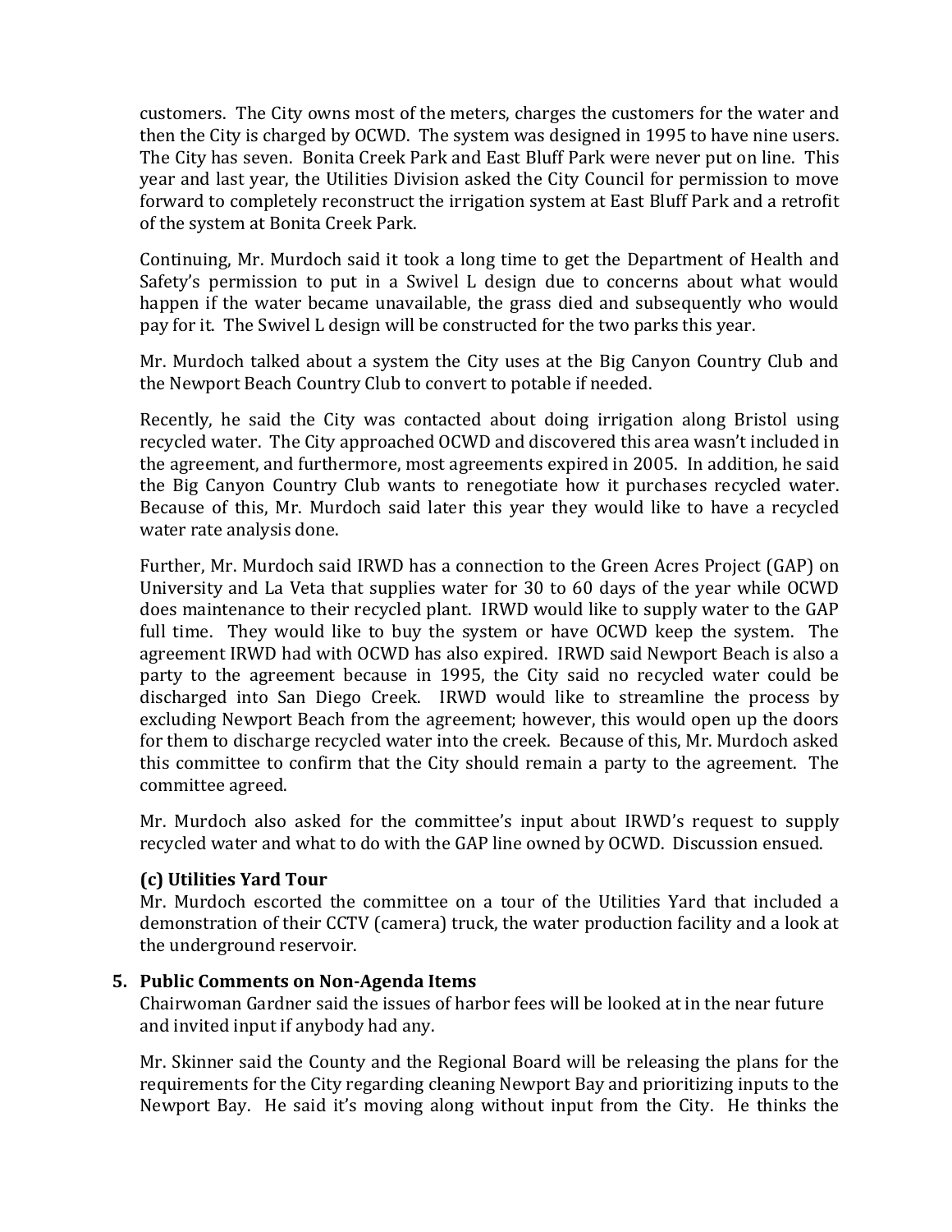customers. The City owns most of the meters, charges the customers for the water and then the City is charged by OCWD. The system was designed in 1995 to have nine users. The City has seven. Bonita Creek Park and East Bluff Park were never put on line. This year and last year, the Utilities Division asked the City Council for permission to move forward to completely reconstruct the irrigation system at East Bluff Park and a retrofit of the system at Bonita Creek Park.

Continuing, Mr. Murdoch said it took a long time to get the Department of Health and Safety's permission to put in a Swivel L design due to concerns about what would happen if the water became unavailable, the grass died and subsequently who would pay for it. The Swivel L design will be constructed for the two parks this year.

Mr. Murdoch talked about a system the City uses at the Big Canyon Country Club and the Newport Beach Country Club to convert to potable if needed.

Recently, he said the City was contacted about doing irrigation along Bristol using recycled water. The City approached OCWD and discovered this area wasn't included in the agreement, and furthermore, most agreements expired in 2005. In addition, he said the Big Canyon Country Club wants to renegotiate how it purchases recycled water. Because of this, Mr. Murdoch said later this year they would like to have a recycled water rate analysis done.

Further, Mr. Murdoch said IRWD has a connection to the Green Acres Project (GAP) on University and La Veta that supplies water for 30 to 60 days of the year while OCWD does maintenance to their recycled plant. IRWD would like to supply water to the GAP full time. They would like to buy the system or have OCWD keep the system. The agreement IRWD had with OCWD has also expired. IRWD said Newport Beach is also a party to the agreement because in 1995, the City said no recycled water could be discharged into San Diego Creek. IRWD would like to streamline the process by excluding Newport Beach from the agreement; however, this would open up the doors for them to discharge recycled water into the creek. Because of this, Mr. Murdoch asked this committee to confirm that the City should remain a party to the agreement. The committee agreed.

Mr. Murdoch also asked for the committee's input about IRWD's request to supply recycled water and what to do with the GAP line owned by OCWD. Discussion ensued.

### (c) Utilities Yard Tour

Mr. Murdoch escorted the committee on a tour of the Utilities Yard that included a demonstration of their CCTV (camera) truck, the water production facility and a look at the underground reservoir.

### 5. Public Comments on Non-Agenda Items

Chairwoman Gardner said the issues of harbor fees will be looked at in the near future and invited input if anybody had any.

Mr. Skinner said the County and the Regional Board will be releasing the plans for the requirements for the City regarding cleaning Newport Bay and prioritizing inputs to the Newport Bay. He said it's moving along without input from the City. He thinks the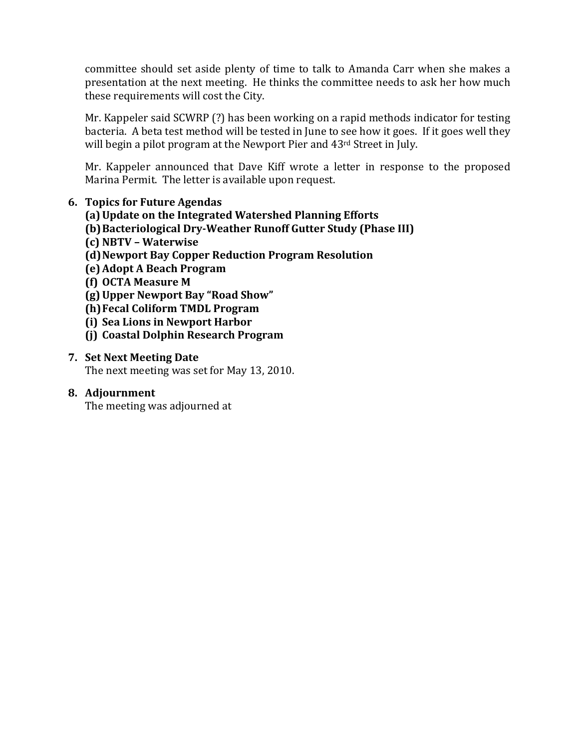committee should set aside plenty of time to talk to Amanda Carr when she makes a presentation at the next meeting. He thinks the committee needs to ask her how much these requirements will cost the City.

Mr. Kappeler said SCWRP (?) has been working on a rapid methods indicator for testing bacteria. A beta test method will be tested in June to see how it goes. If it goes well they will begin a pilot program at the Newport Pier and 43rd Street in July.

Mr. Kappeler announced that Dave Kiff wrote a letter in response to the proposed Marina Permit. The letter is available upon request.

6. **Topics for Future Agendas**
   **(a) Update on the Integrated Watershed Planning Efforts**
   **(b) Bacteriological Dry-Weather Runoff Gutter Study (Phase III)**
   **(c) NBTV – Waterwise**
   **(d) Newport Bay Copper Reduction Program Resolution**
   **(e) Adopt A Beach Program**
   **(f) OCTA Measure M**
   **(g) Upper Newport Bay "Road Show"**
   **(h) Fecal Coliform TMDL Program**
   **(i) Sea Lions in Newport Harbor**
   **(j) Coastal Dolphin Research Program**

7. **Set Next Meeting Date**
   The next meeting was set for May 13, 2010.

8. **Adjournment**
   The meeting was adjourned at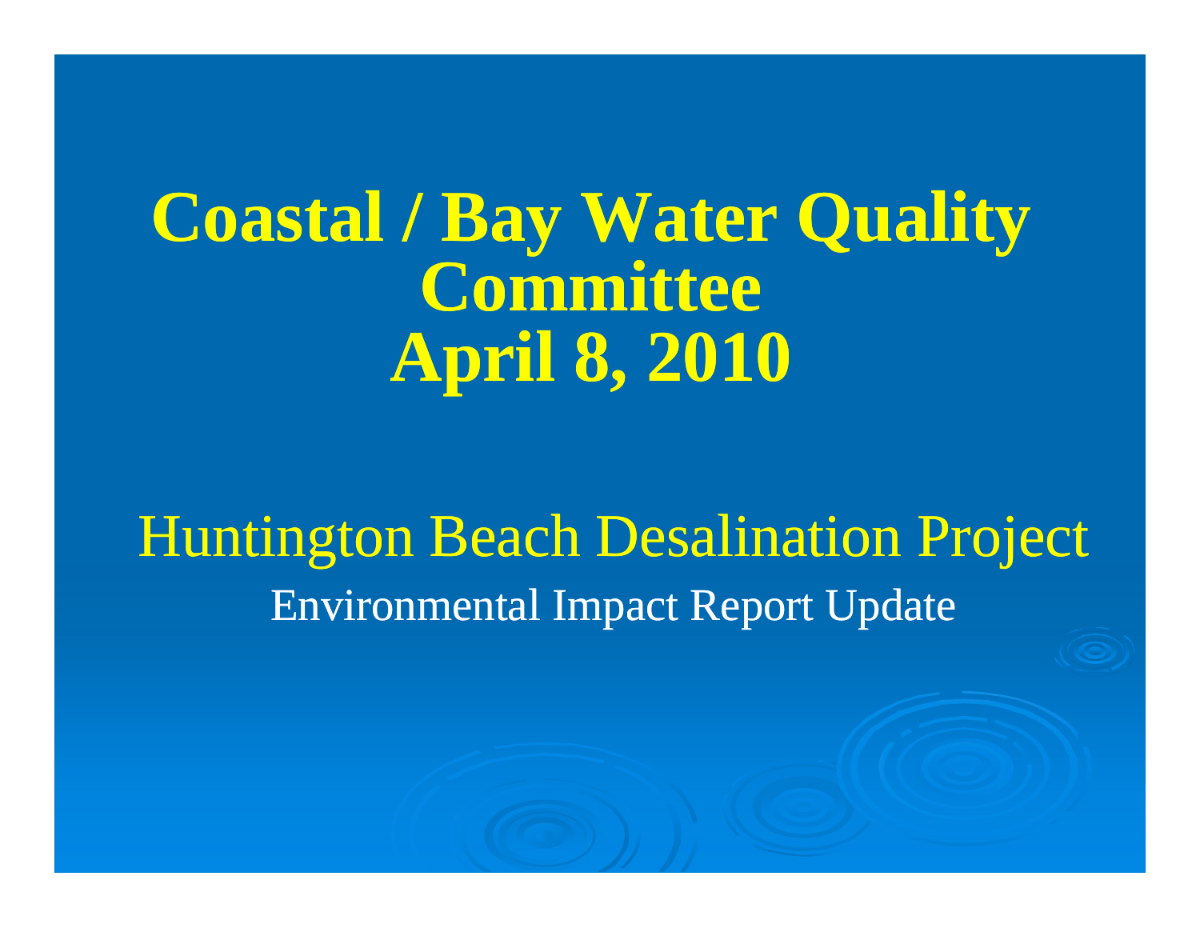# Coastal / Bay Water Quality Committee
# April 8, 2010

## Huntington Beach Desalination Project

Environmental Impact Report Update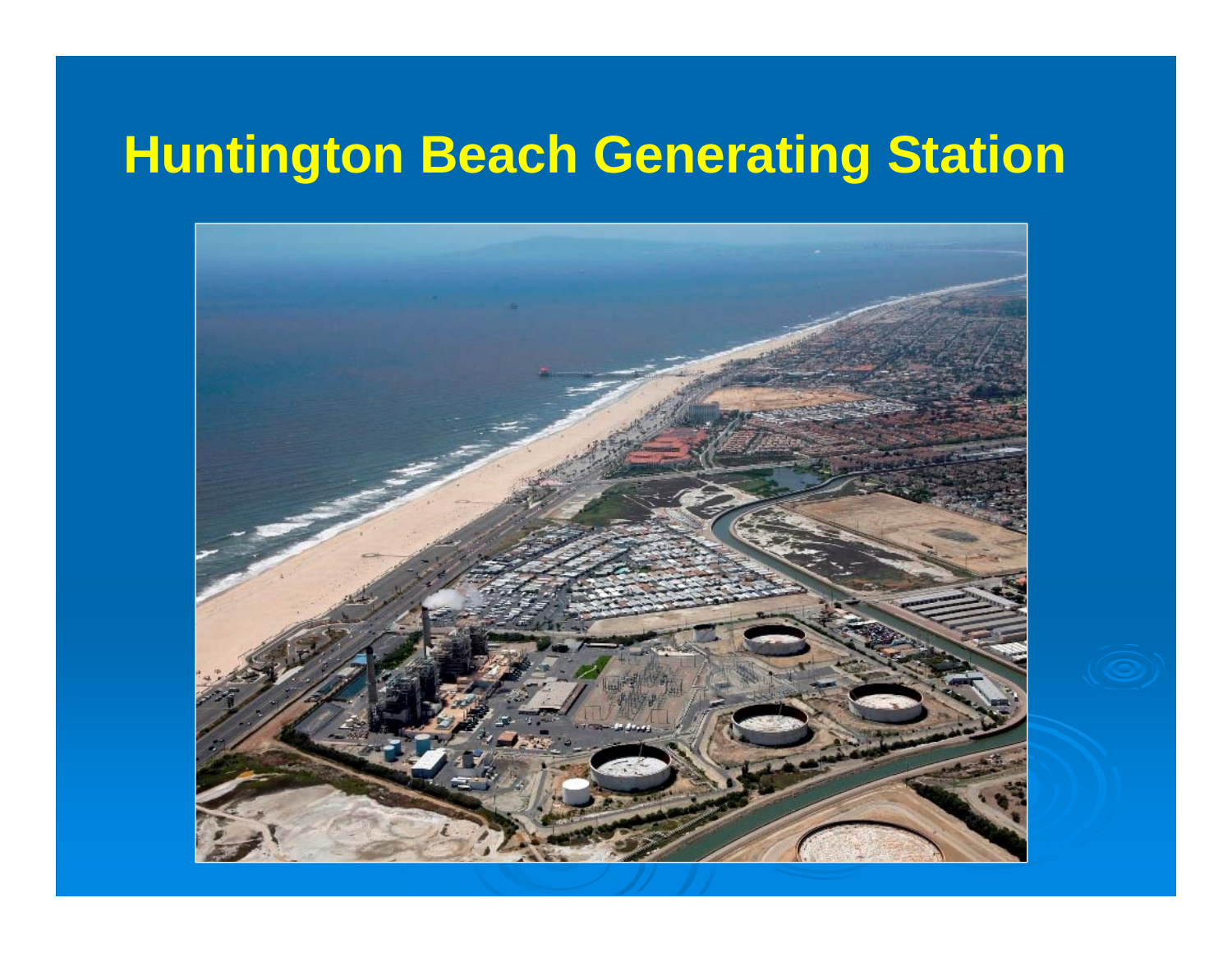# Huntington Beach Generating Station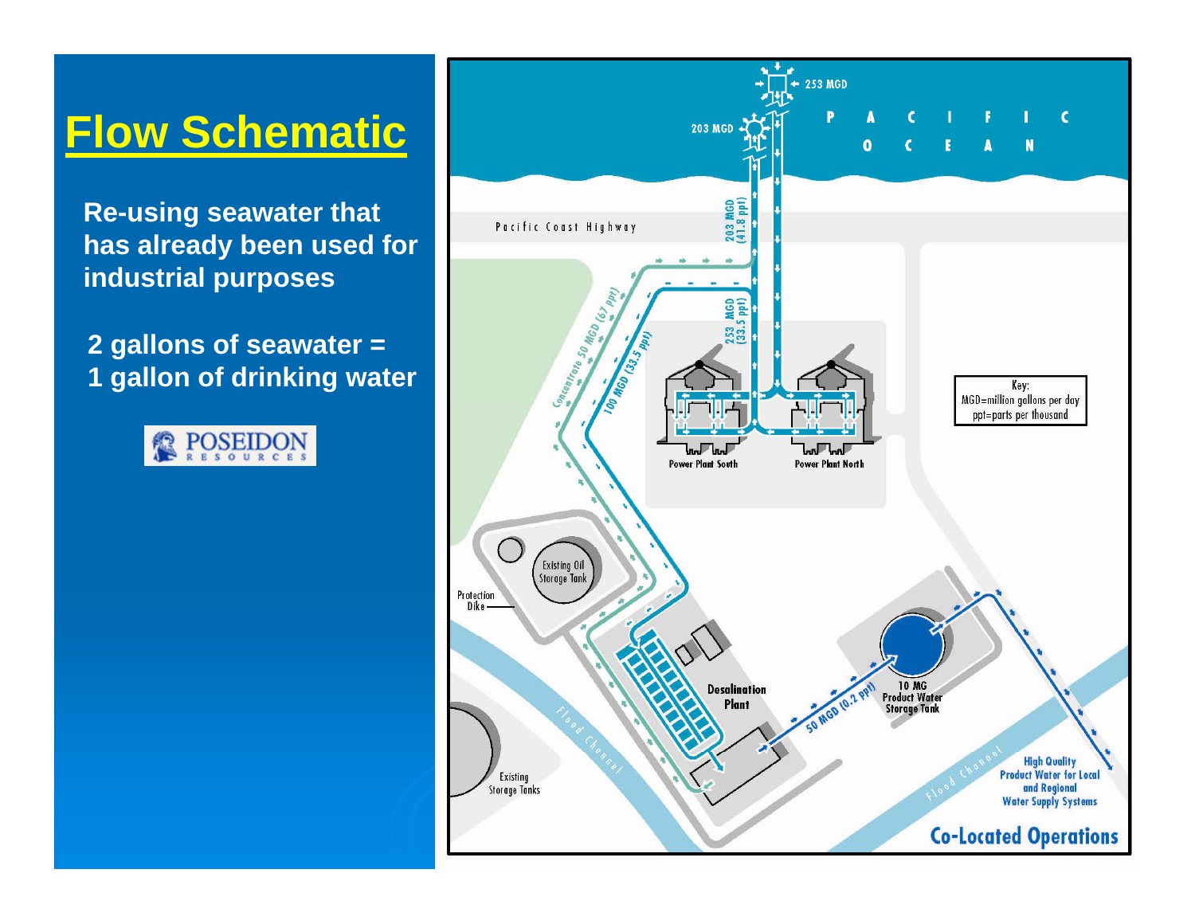# Flow Schematic

**Re-using seawater that has already been used for industrial purposes**

**2 gallons of seawater = 1 gallon of drinking water**

POSEIDON RESOURCES

PACIFIC OCEAN

253 MGD

203 MGD

Pacific Coast Highway

203 MGD (41.8 ppt)

253 MGD (33.5 ppt)

Concentrate 50 MGD (67 ppt)

100 MGD (33.5 ppt)

Power Plant South

Power Plant North

Key:
MGD=million gallons per day
ppt=parts per thousand

Existing Oil Storage Tank

Protection Dike

Desalination Plant

50 MGD (0.2 ppt)

10 MG Product Water Storage Tank

Flood Channel

Existing Storage Tanks

High Quality Product Water for Local and Regional Water Supply Systems

Co-Located Operations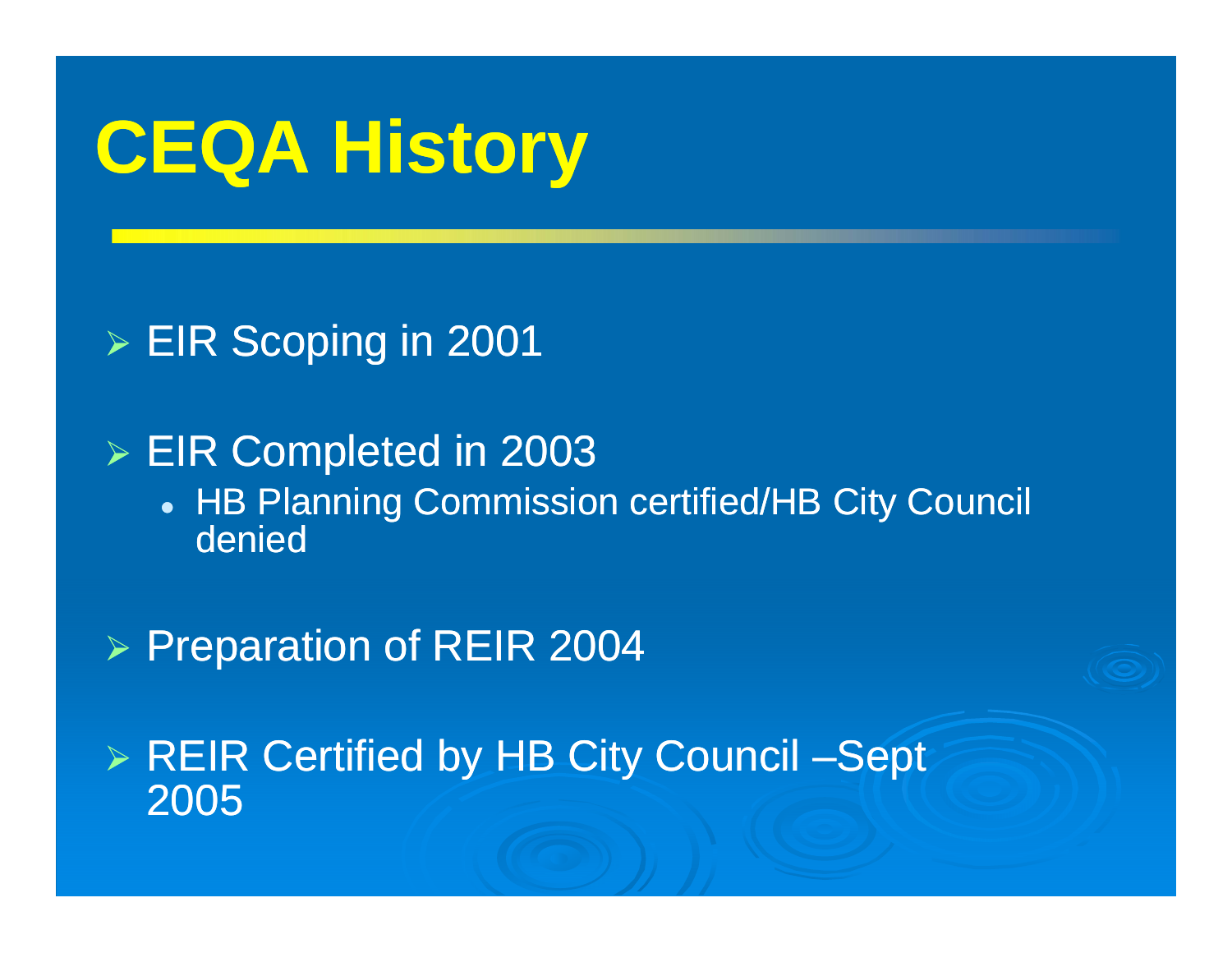# CEQA History

- EIR Scoping in 2001
- EIR Completed in 2003
  - HB Planning Commission certified/HB City Council denied
- Preparation of REIR 2004
- REIR Certified by HB City Council –Sept 2005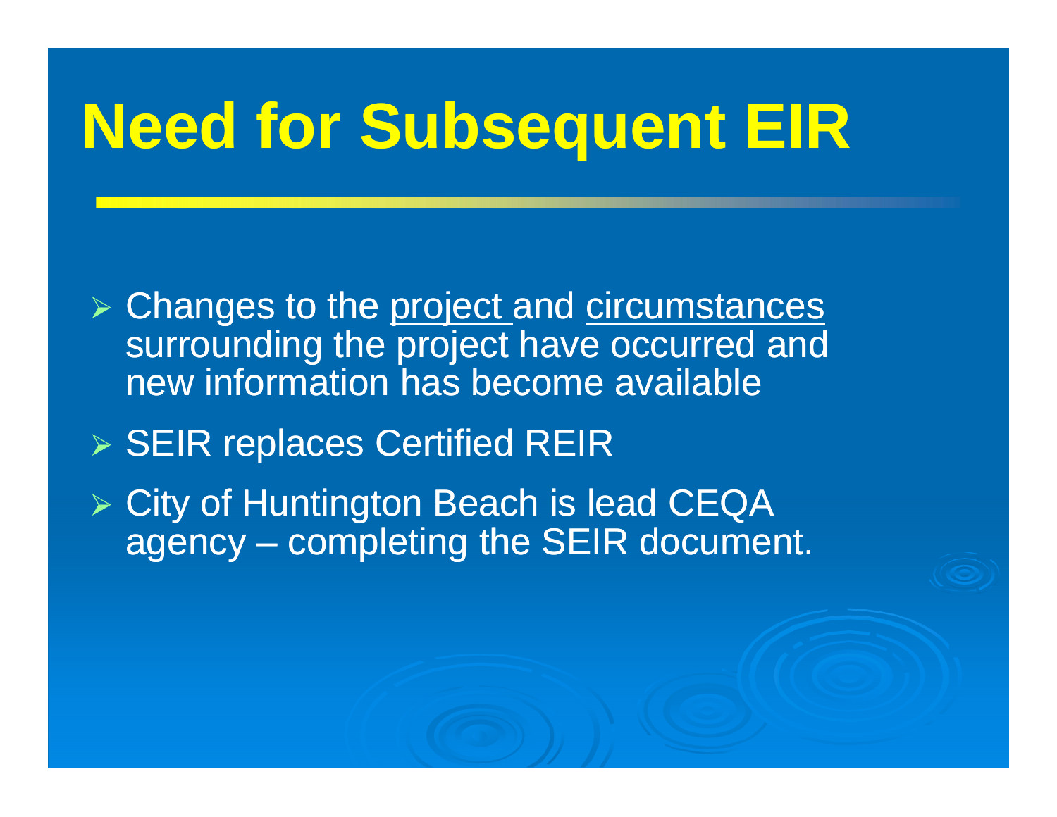# Need for Subsequent EIR

- Changes to the <u>project</u> and <u>circumstances</u> surrounding the project have occurred and new information has become available
- SEIR replaces Certified REIR
- City of Huntington Beach is lead CEQA agency – completing the SEIR document.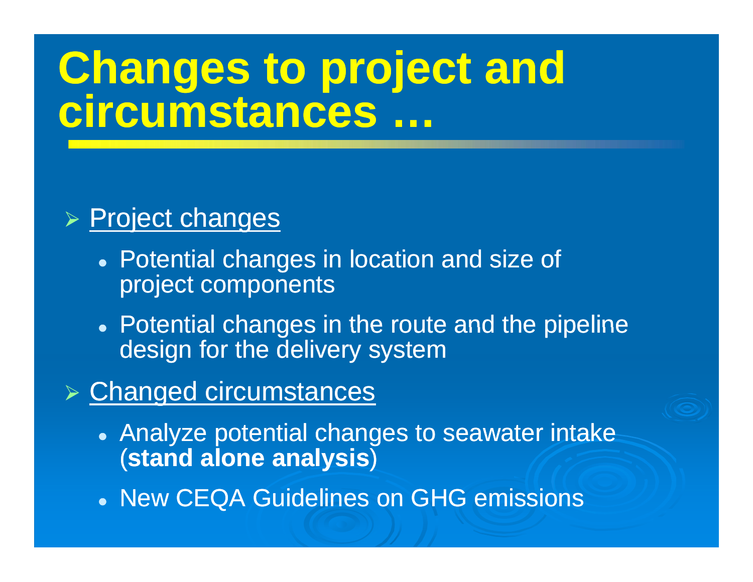# Changes to project and circumstances …

- Project changes
  - Potential changes in location and size of project components
  - Potential changes in the route and the pipeline design for the delivery system
- Changed circumstances
  - Analyze potential changes to seawater intake (**stand alone analysis**)
  - New CEQA Guidelines on GHG emissions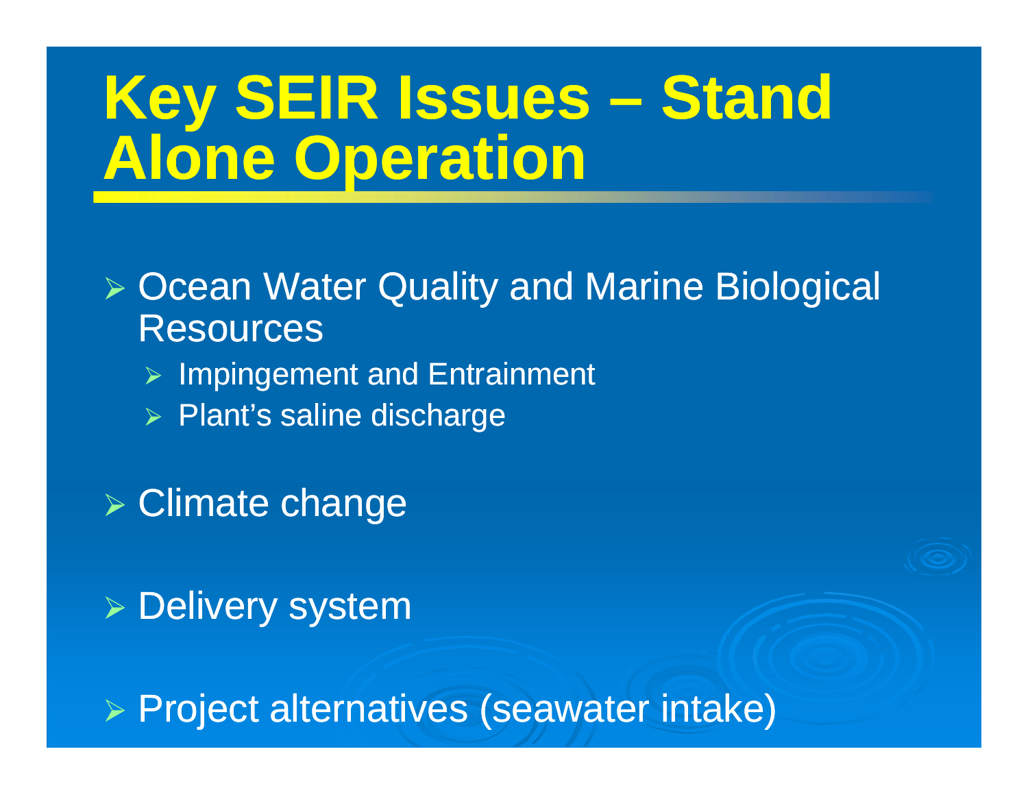# Key SEIR Issues – Stand Alone Operation

- Ocean Water Quality and Marine Biological Resources
  - Impingement and Entrainment
  - Plant's saline discharge
- Climate change
- Delivery system
- Project alternatives (seawater intake)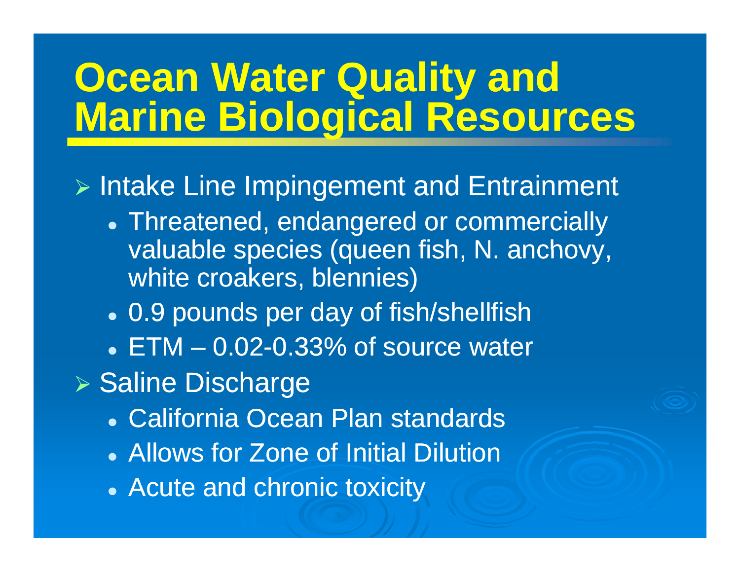# Ocean Water Quality and Marine Biological Resources

- Intake Line Impingement and Entrainment
  - Threatened, endangered or commercially valuable species (queen fish, N. anchovy, white croakers, blennies)
  - 0.9 pounds per day of fish/shellfish
  - ETM – 0.02-0.33% of source water
- Saline Discharge
  - California Ocean Plan standards
  - Allows for Zone of Initial Dilution
  - Acute and chronic toxicity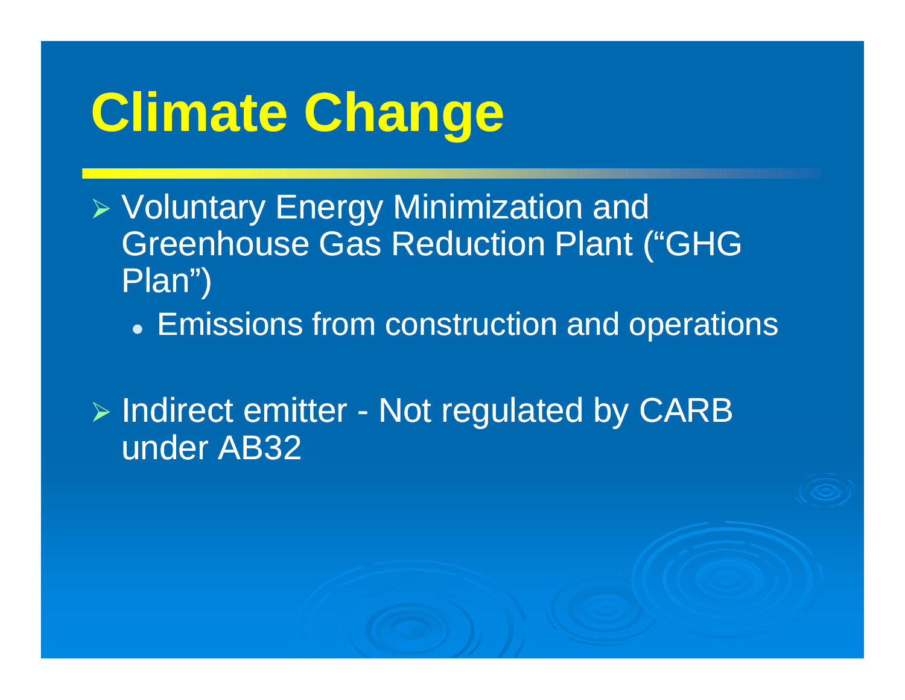# Climate Change

- Voluntary Energy Minimization and Greenhouse Gas Reduction Plant ("GHG Plan")
  - Emissions from construction and operations
- Indirect emitter - Not regulated by CARB under AB32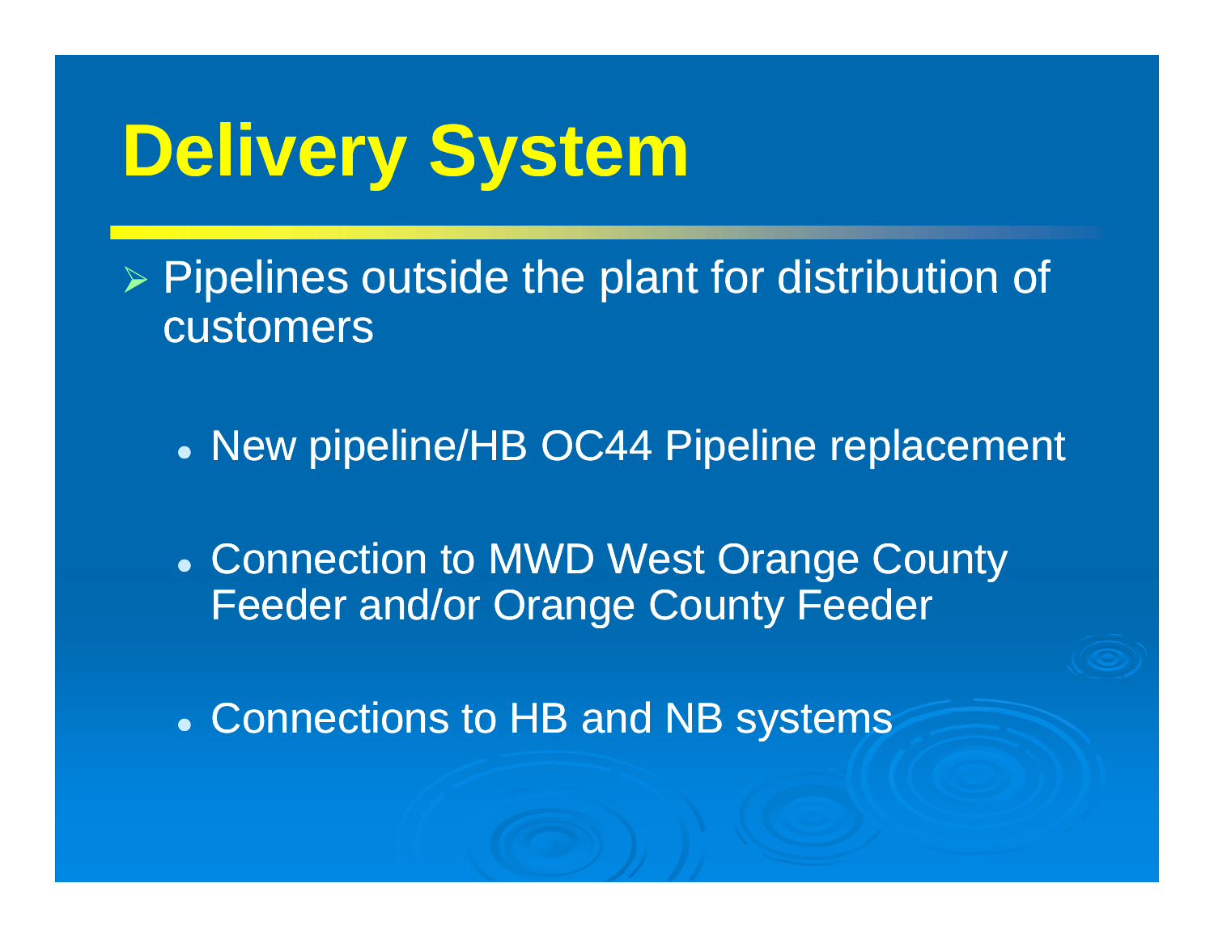# Delivery System

- Pipelines outside the plant for distribution of customers
  - New pipeline/HB OC44 Pipeline replacement
  - Connection to MWD West Orange County Feeder and/or Orange County Feeder
  - Connections to HB and NB systems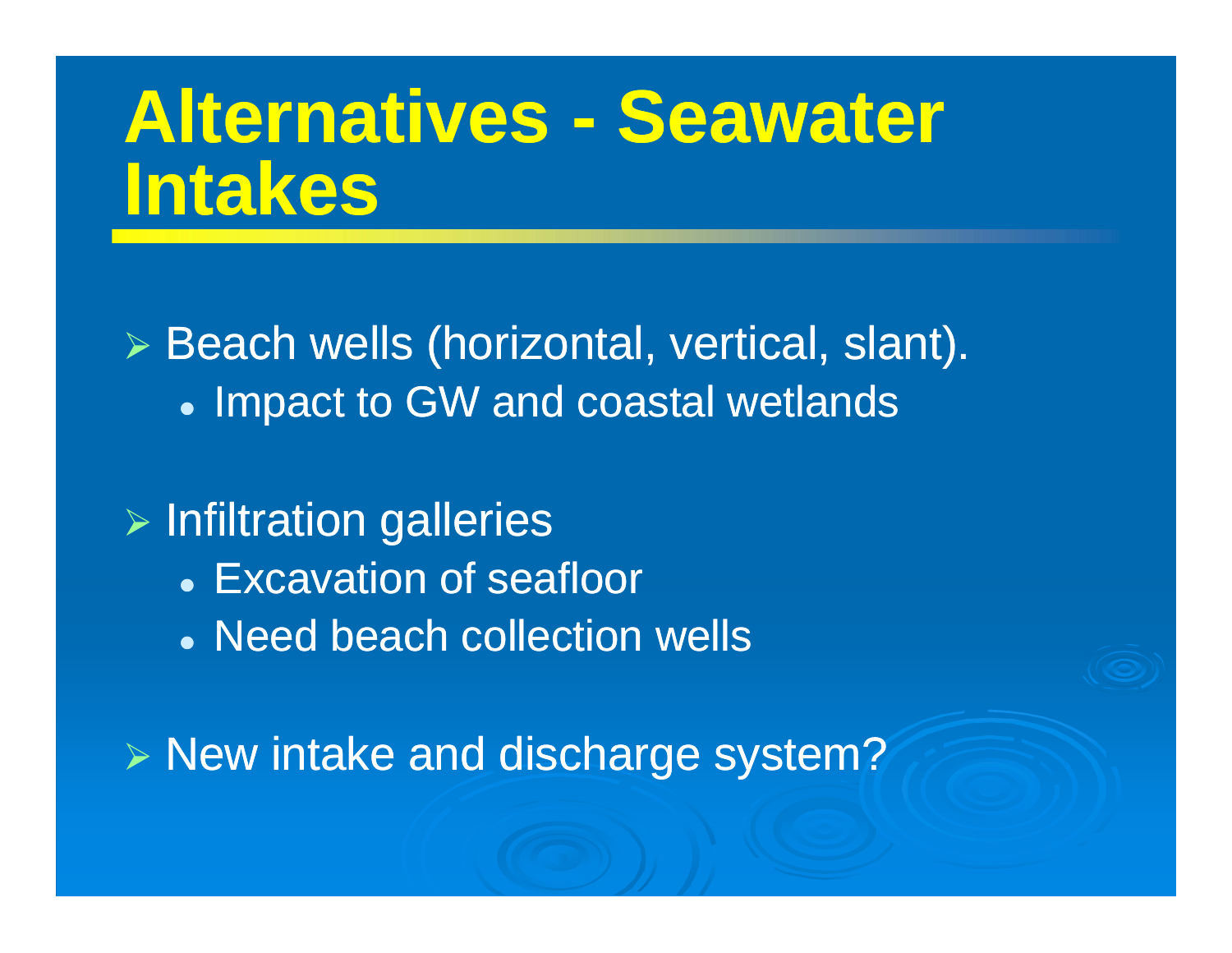# Alternatives - Seawater Intakes

- Beach wells (horizontal, vertical, slant).
  - Impact to GW and coastal wetlands
- Infiltration galleries
  - Excavation of seafloor
  - Need beach collection wells
- New intake and discharge system?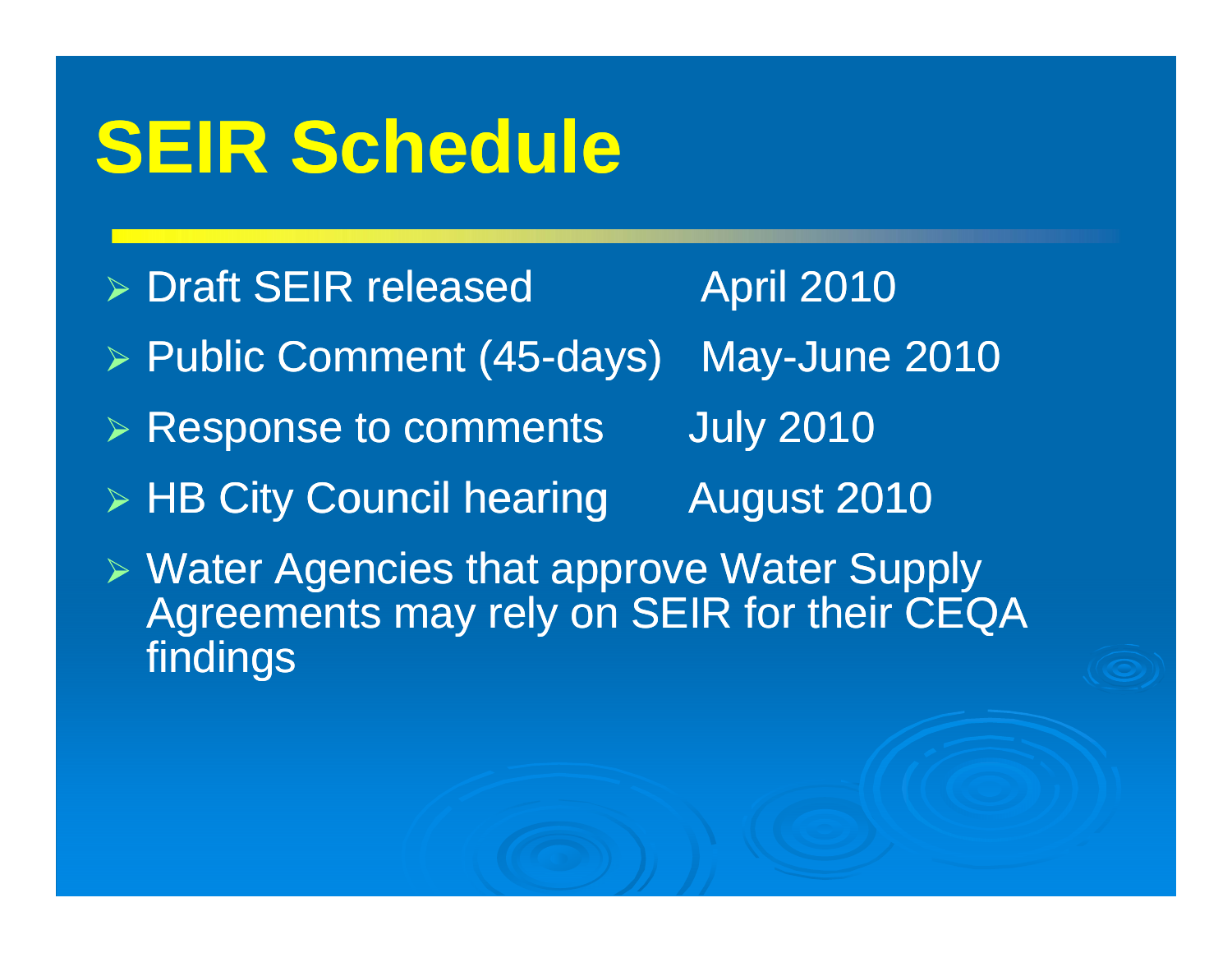# SEIR Schedule

- Draft SEIR released April 2010
- Public Comment (45-days) May-June 2010
- Response to comments July 2010
- HB City Council hearing August 2010
- Water Agencies that approve Water Supply Agreements may rely on SEIR for their CEQA findings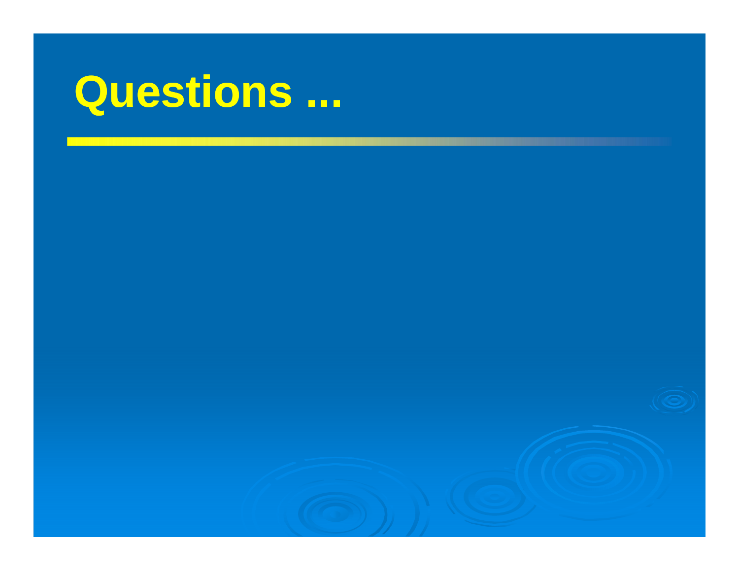# Questions ...